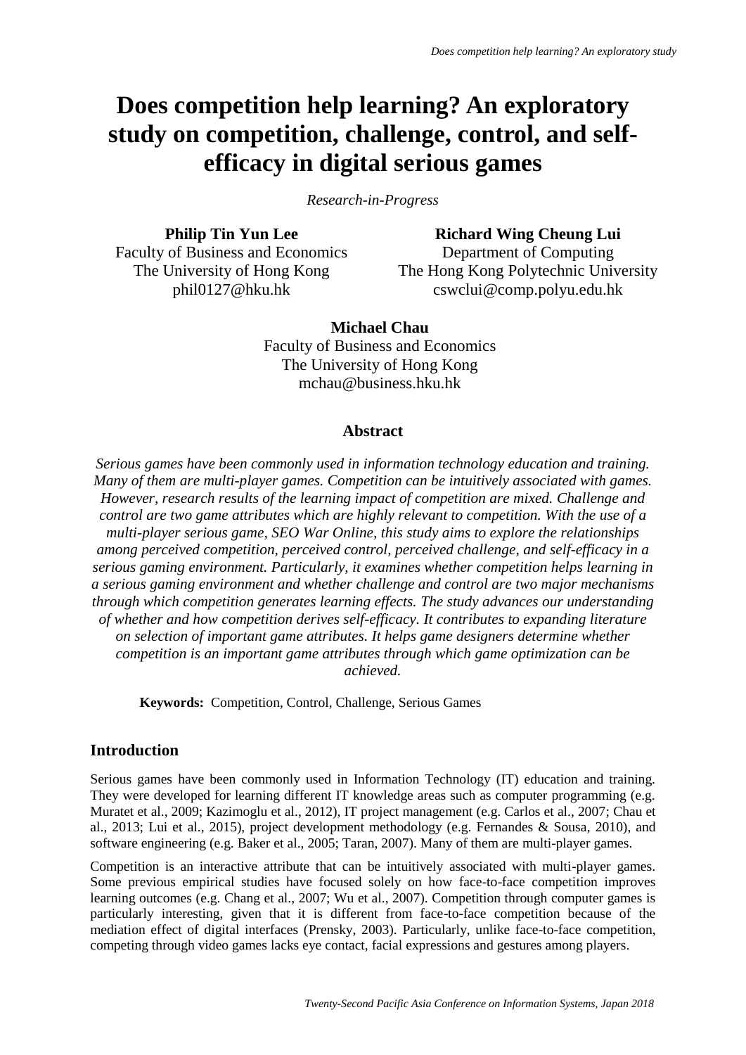# Does competition help learning? An exploratory study on competition, challenge, control, and self-efficacy in digital serious games

*Research-in-Progress*

**Philip Tin Yun Lee**
Faculty of Business and Economics
The University of Hong Kong
phil0127@hku.hk

**Richard Wing Cheung Lui**
Department of Computing
The Hong Kong Polytechnic University
cswclui@comp.polyu.edu.hk

**Michael Chau**
Faculty of Business and Economics
The University of Hong Kong
mchau@business.hku.hk

## Abstract

*Serious games have been commonly used in information technology education and training. Many of them are multi-player games. Competition can be intuitively associated with games. However, research results of the learning impact of competition are mixed. Challenge and control are two game attributes which are highly relevant to competition. With the use of a multi-player serious game, SEO War Online, this study aims to explore the relationships among perceived competition, perceived control, perceived challenge, and self-efficacy in a serious gaming environment. Particularly, it examines whether competition helps learning in a serious gaming environment and whether challenge and control are two major mechanisms through which competition generates learning effects. The study advances our understanding of whether and how competition derives self-efficacy. It contributes to expanding literature on selection of important game attributes. It helps game designers determine whether competition is an important game attributes through which game optimization can be achieved.*

**Keywords:** Competition, Control, Challenge, Serious Games

## Introduction

Serious games have been commonly used in Information Technology (IT) education and training. They were developed for learning different IT knowledge areas such as computer programming (e.g. Muratet et al., 2009; Kazimoglu et al., 2012), IT project management (e.g. Carlos et al., 2007; Chau et al., 2013; Lui et al., 2015), project development methodology (e.g. Fernandes & Sousa, 2010), and software engineering (e.g. Baker et al., 2005; Taran, 2007). Many of them are multi-player games.

Competition is an interactive attribute that can be intuitively associated with multi-player games. Some previous empirical studies have focused solely on how face-to-face competition improves learning outcomes (e.g. Chang et al., 2007; Wu et al., 2007). Competition through computer games is particularly interesting, given that it is different from face-to-face competition because of the mediation effect of digital interfaces (Prensky, 2003). Particularly, unlike face-to-face competition, competing through video games lacks eye contact, facial expressions and gestures among players.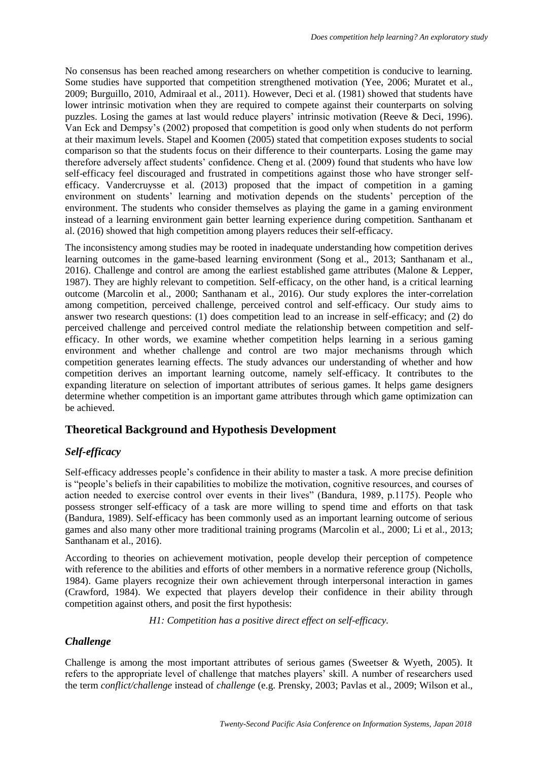No consensus has been reached among researchers on whether competition is conducive to learning. Some studies have supported that competition strengthened motivation (Yee, 2006; Muratet et al., 2009; Burguillo, 2010, Admiraal et al., 2011). However, Deci et al. (1981) showed that students have lower intrinsic motivation when they are required to compete against their counterparts on solving puzzles. Losing the games at last would reduce players' intrinsic motivation (Reeve & Deci, 1996). Van Eck and Dempsy's (2002) proposed that competition is good only when students do not perform at their maximum levels. Stapel and Koomen (2005) stated that competition exposes students to social comparison so that the students focus on their difference to their counterparts. Losing the game may therefore adversely affect students' confidence. Cheng et al. (2009) found that students who have low self-efficacy feel discouraged and frustrated in competitions against those who have stronger self-efficacy. Vandercruysse et al. (2013) proposed that the impact of competition in a gaming environment on students' learning and motivation depends on the students' perception of the environment. The students who consider themselves as playing the game in a gaming environment instead of a learning environment gain better learning experience during competition. Santhanam et al. (2016) showed that high competition among players reduces their self-efficacy.

The inconsistency among studies may be rooted in inadequate understanding how competition derives learning outcomes in the game-based learning environment (Song et al., 2013; Santhanam et al., 2016). Challenge and control are among the earliest established game attributes (Malone & Lepper, 1987). They are highly relevant to competition. Self-efficacy, on the other hand, is a critical learning outcome (Marcolin et al., 2000; Santhanam et al., 2016). Our study explores the inter-correlation among competition, perceived challenge, perceived control and self-efficacy. Our study aims to answer two research questions: (1) does competition lead to an increase in self-efficacy; and (2) do perceived challenge and perceived control mediate the relationship between competition and self-efficacy. In other words, we examine whether competition helps learning in a serious gaming environment and whether challenge and control are two major mechanisms through which competition generates learning effects. The study advances our understanding of whether and how competition derives an important learning outcome, namely self-efficacy. It contributes to the expanding literature on selection of important attributes of serious games. It helps game designers determine whether competition is an important game attributes through which game optimization can be achieved.

## Theoretical Background and Hypothesis Development

### *Self-efficacy*

Self-efficacy addresses people's confidence in their ability to master a task. A more precise definition is "people's beliefs in their capabilities to mobilize the motivation, cognitive resources, and courses of action needed to exercise control over events in their lives" (Bandura, 1989, p.1175). People who possess stronger self-efficacy of a task are more willing to spend time and efforts on that task (Bandura, 1989). Self-efficacy has been commonly used as an important learning outcome of serious games and also many other more traditional training programs (Marcolin et al., 2000; Li et al., 2013; Santhanam et al., 2016).

According to theories on achievement motivation, people develop their perception of competence with reference to the abilities and efforts of other members in a normative reference group (Nicholls, 1984). Game players recognize their own achievement through interpersonal interaction in games (Crawford, 1984). We expected that players develop their confidence in their ability through competition against others, and posit the first hypothesis:

*H1: Competition has a positive direct effect on self-efficacy.*

### *Challenge*

Challenge is among the most important attributes of serious games (Sweetser & Wyeth, 2005). It refers to the appropriate level of challenge that matches players' skill. A number of researchers used the term *conflict/challenge* instead of *challenge* (e.g. Prensky, 2003; Pavlas et al., 2009; Wilson et al.,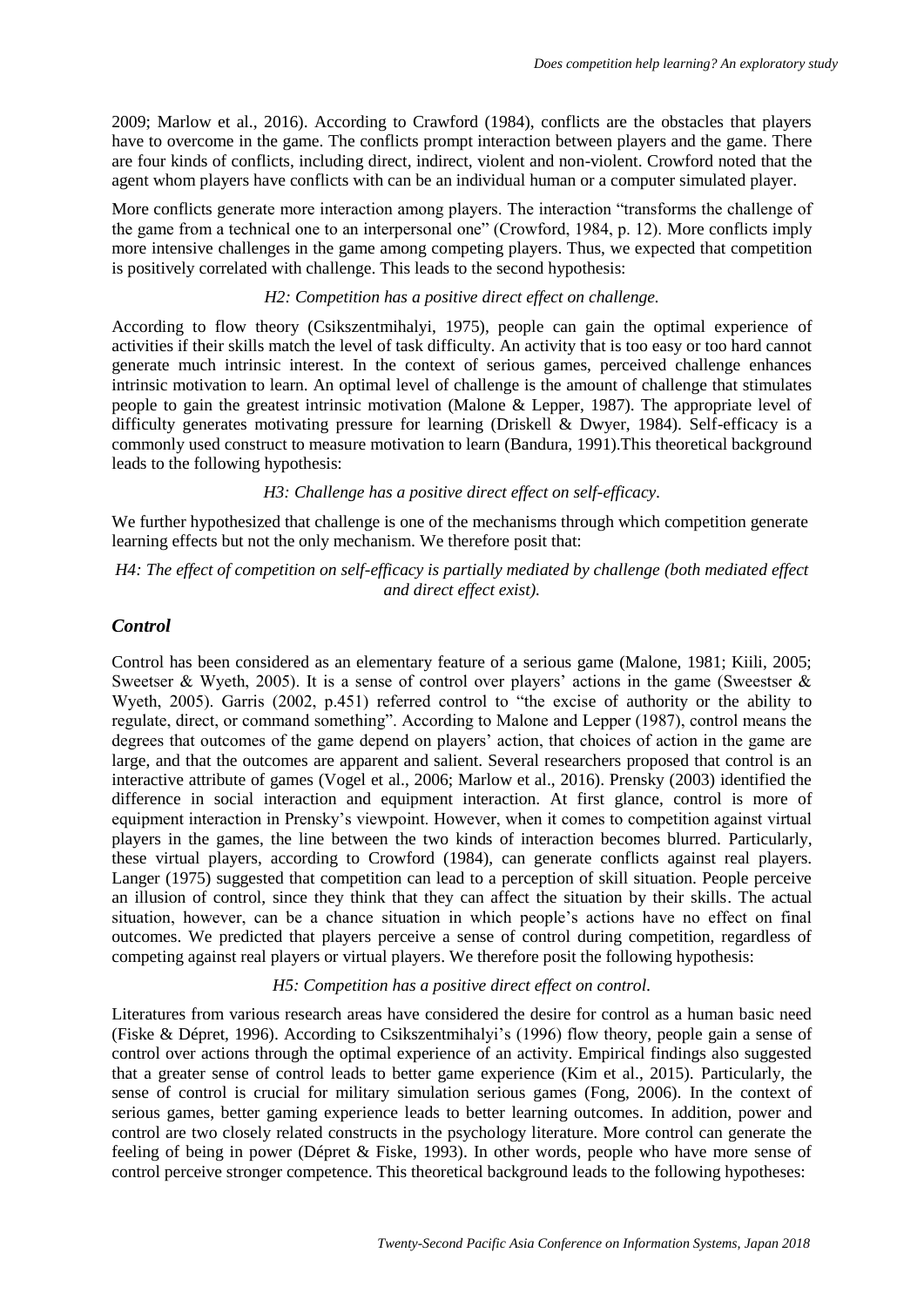2009; Marlow et al., 2016). According to Crawford (1984), conflicts are the obstacles that players have to overcome in the game. The conflicts prompt interaction between players and the game. There are four kinds of conflicts, including direct, indirect, violent and non-violent. Crowford noted that the agent whom players have conflicts with can be an individual human or a computer simulated player.

More conflicts generate more interaction among players. The interaction "transforms the challenge of the game from a technical one to an interpersonal one" (Crowford, 1984, p. 12). More conflicts imply more intensive challenges in the game among competing players. Thus, we expected that competition is positively correlated with challenge. This leads to the second hypothesis:

*H2: Competition has a positive direct effect on challenge.*

According to flow theory (Csikszentmihalyi, 1975), people can gain the optimal experience of activities if their skills match the level of task difficulty. An activity that is too easy or too hard cannot generate much intrinsic interest. In the context of serious games, perceived challenge enhances intrinsic motivation to learn. An optimal level of challenge is the amount of challenge that stimulates people to gain the greatest intrinsic motivation (Malone & Lepper, 1987). The appropriate level of difficulty generates motivating pressure for learning (Driskell & Dwyer, 1984). Self-efficacy is a commonly used construct to measure motivation to learn (Bandura, 1991).This theoretical background leads to the following hypothesis:

*H3: Challenge has a positive direct effect on self-efficacy.*

We further hypothesized that challenge is one of the mechanisms through which competition generate learning effects but not the only mechanism. We therefore posit that:

*H4: The effect of competition on self-efficacy is partially mediated by challenge (both mediated effect and direct effect exist).*

## *Control*

Control has been considered as an elementary feature of a serious game (Malone, 1981; Kiili, 2005; Sweetser & Wyeth, 2005). It is a sense of control over players' actions in the game (Sweestser & Wyeth, 2005). Garris (2002, p.451) referred control to "the excise of authority or the ability to regulate, direct, or command something". According to Malone and Lepper (1987), control means the degrees that outcomes of the game depend on players' action, that choices of action in the game are large, and that the outcomes are apparent and salient. Several researchers proposed that control is an interactive attribute of games (Vogel et al., 2006; Marlow et al., 2016). Prensky (2003) identified the difference in social interaction and equipment interaction. At first glance, control is more of equipment interaction in Prensky's viewpoint. However, when it comes to competition against virtual players in the games, the line between the two kinds of interaction becomes blurred. Particularly, these virtual players, according to Crowford (1984), can generate conflicts against real players. Langer (1975) suggested that competition can lead to a perception of skill situation. People perceive an illusion of control, since they think that they can affect the situation by their skills. The actual situation, however, can be a chance situation in which people's actions have no effect on final outcomes. We predicted that players perceive a sense of control during competition, regardless of competing against real players or virtual players. We therefore posit the following hypothesis:

*H5: Competition has a positive direct effect on control.*

Literatures from various research areas have considered the desire for control as a human basic need (Fiske & Dépret, 1996). According to Csikszentmihalyi's (1996) flow theory, people gain a sense of control over actions through the optimal experience of an activity. Empirical findings also suggested that a greater sense of control leads to better game experience (Kim et al., 2015). Particularly, the sense of control is crucial for military simulation serious games (Fong, 2006). In the context of serious games, better gaming experience leads to better learning outcomes. In addition, power and control are two closely related constructs in the psychology literature. More control can generate the feeling of being in power (Dépret & Fiske, 1993). In other words, people who have more sense of control perceive stronger competence. This theoretical background leads to the following hypotheses: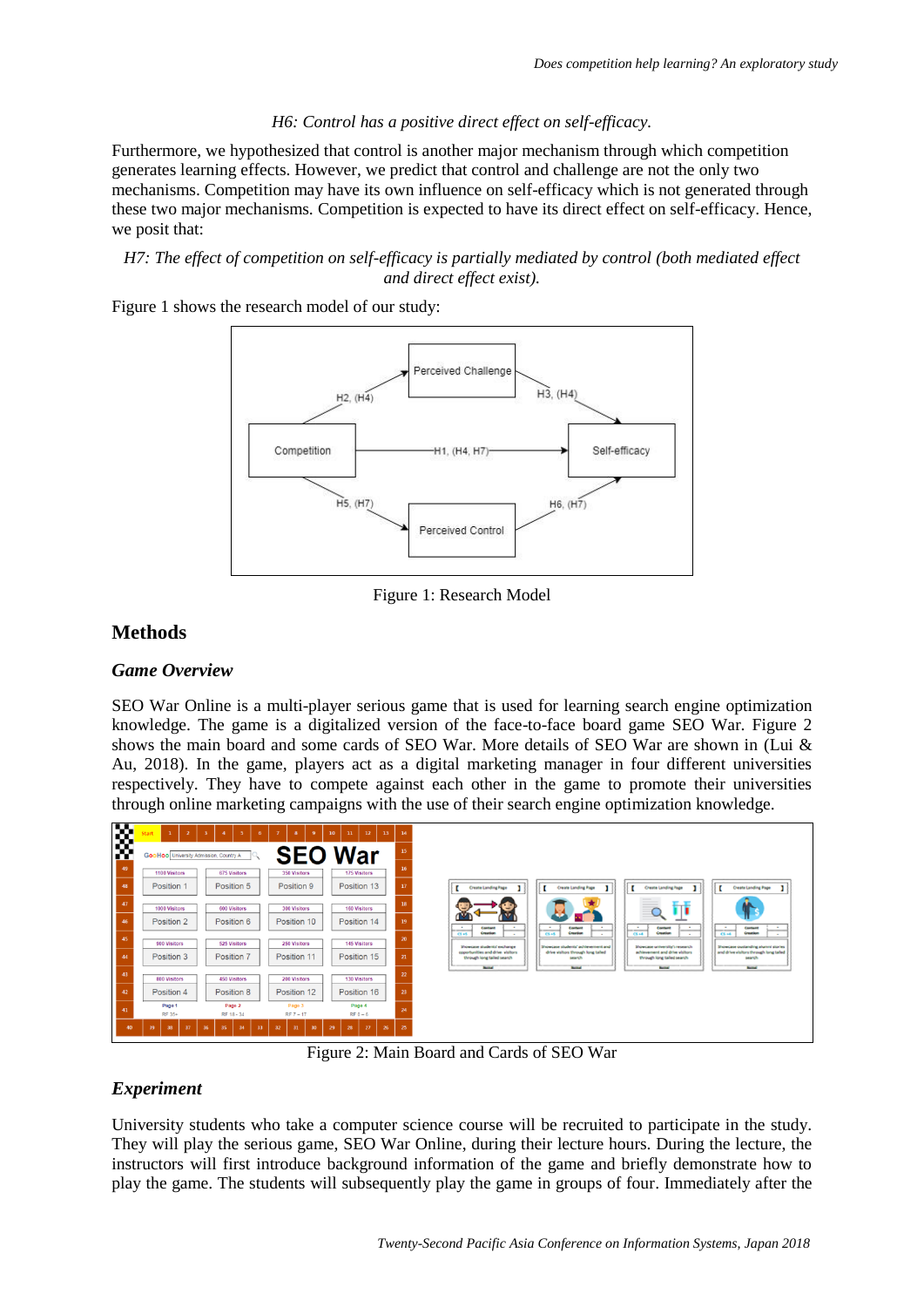*H6: Control has a positive direct effect on self-efficacy.*

Furthermore, we hypothesized that control is another major mechanism through which competition generates learning effects. However, we predict that control and challenge are not the only two mechanisms. Competition may have its own influence on self-efficacy which is not generated through these two major mechanisms. Competition is expected to have its direct effect on self-efficacy. Hence, we posit that:

*H7: The effect of competition on self-efficacy is partially mediated by control (both mediated effect and direct effect exist).*

Figure 1 shows the research model of our study:

Figure 1: Research Model

## Methods

### Game Overview

SEO War Online is a multi-player serious game that is used for learning search engine optimization knowledge. The game is a digitalized version of the face-to-face board game SEO War. Figure 2 shows the main board and some cards of SEO War. More details of SEO War are shown in (Lui & Au, 2018). In the game, players act as a digital marketing manager in four different universities respectively. They have to compete against each other in the game to promote their universities through online marketing campaigns with the use of their search engine optimization knowledge.

Figure 2: Main Board and Cards of SEO War

### Experiment

University students who take a computer science course will be recruited to participate in the study. They will play the serious game, SEO War Online, during their lecture hours. During the lecture, the instructors will first introduce background information of the game and briefly demonstrate how to play the game. The students will subsequently play the game in groups of four. Immediately after the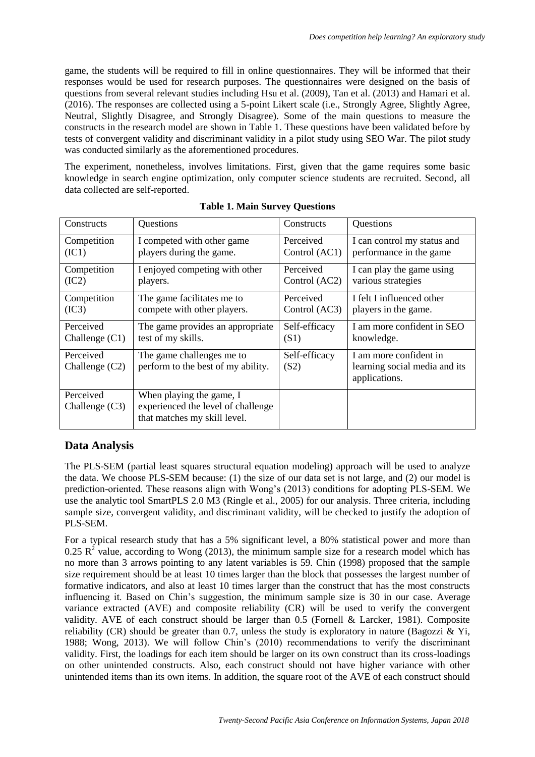game, the students will be required to fill in online questionnaires. They will be informed that their responses would be used for research purposes. The questionnaires were designed on the basis of questions from several relevant studies including Hsu et al. (2009), Tan et al. (2013) and Hamari et al. (2016). The responses are collected using a 5-point Likert scale (i.e., Strongly Agree, Slightly Agree, Neutral, Slightly Disagree, and Strongly Disagree). Some of the main questions to measure the constructs in the research model are shown in Table 1. These questions have been validated before by tests of convergent validity and discriminant validity in a pilot study using SEO War. The pilot study was conducted similarly as the aforementioned procedures.

The experiment, nonetheless, involves limitations. First, given that the game requires some basic knowledge in search engine optimization, only computer science students are recruited. Second, all data collected are self-reported.

**Table 1. Main Survey Questions**

| Constructs | Questions | Constructs | Questions |
|---|---|---|---|
| Competition (IC1) | I competed with other game players during the game. | Perceived Control (AC1) | I can control my status and performance in the game |
| Competition (IC2) | I enjoyed competing with other players. | Perceived Control (AC2) | I can play the game using various strategies |
| Competition (IC3) | The game facilitates me to compete with other players. | Perceived Control (AC3) | I felt I influenced other players in the game. |
| Perceived Challenge (C1) | The game provides an appropriate test of my skills. | Self-efficacy (S1) | I am more confident in SEO knowledge. |
| Perceived Challenge (C2) | The game challenges me to perform to the best of my ability. | Self-efficacy (S2) | I am more confident in learning social media and its applications. |
| Perceived Challenge (C3) | When playing the game, I experienced the level of challenge that matches my skill level. | | |

## Data Analysis

The PLS-SEM (partial least squares structural equation modeling) approach will be used to analyze the data. We choose PLS-SEM because: (1) the size of our data set is not large, and (2) our model is prediction-oriented. These reasons align with Wong's (2013) conditions for adopting PLS-SEM. We use the analytic tool SmartPLS 2.0 M3 (Ringle et al., 2005) for our analysis. Three criteria, including sample size, convergent validity, and discriminant validity, will be checked to justify the adoption of PLS-SEM.

For a typical research study that has a 5% significant level, a 80% statistical power and more than 0.25 $R^2$ value, according to Wong (2013), the minimum sample size for a research model which has no more than 3 arrows pointing to any latent variables is 59. Chin (1998) proposed that the sample size requirement should be at least 10 times larger than the block that possesses the largest number of formative indicators, and also at least 10 times larger than the construct that has the most constructs influencing it. Based on Chin's suggestion, the minimum sample size is 30 in our case. Average variance extracted (AVE) and composite reliability (CR) will be used to verify the convergent validity. AVE of each construct should be larger than 0.5 (Fornell & Larcker, 1981). Composite reliability (CR) should be greater than 0.7, unless the study is exploratory in nature (Bagozzi & Yi, 1988; Wong, 2013). We will follow Chin's (2010) recommendations to verify the discriminant validity. First, the loadings for each item should be larger on its own construct than its cross-loadings on other unintended constructs. Also, each construct should not have higher variance with other unintended items than its own items. In addition, the square root of the AVE of each construct should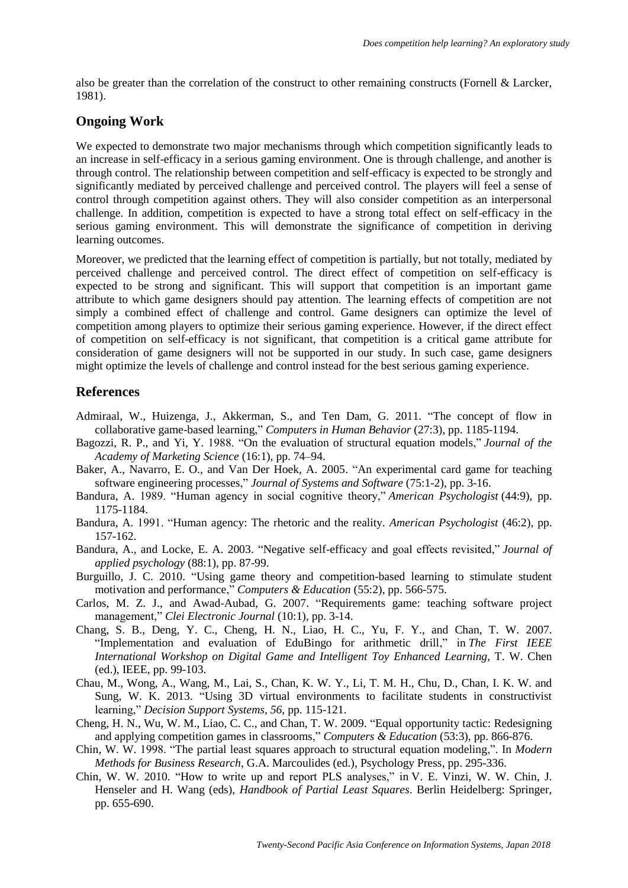also be greater than the correlation of the construct to other remaining constructs (Fornell & Larcker, 1981).

## Ongoing Work

We expected to demonstrate two major mechanisms through which competition significantly leads to an increase in self-efficacy in a serious gaming environment. One is through challenge, and another is through control. The relationship between competition and self-efficacy is expected to be strongly and significantly mediated by perceived challenge and perceived control. The players will feel a sense of control through competition against others. They will also consider competition as an interpersonal challenge. In addition, competition is expected to have a strong total effect on self-efficacy in the serious gaming environment. This will demonstrate the significance of competition in deriving learning outcomes.

Moreover, we predicted that the learning effect of competition is partially, but not totally, mediated by perceived challenge and perceived control. The direct effect of competition on self-efficacy is expected to be strong and significant. This will support that competition is an important game attribute to which game designers should pay attention. The learning effects of competition are not simply a combined effect of challenge and control. Game designers can optimize the level of competition among players to optimize their serious gaming experience. However, if the direct effect of competition on self-efficacy is not significant, that competition is a critical game attribute for consideration of game designers will not be supported in our study. In such case, game designers might optimize the levels of challenge and control instead for the best serious gaming experience.

## References

Admiraal, W., Huizenga, J., Akkerman, S., and Ten Dam, G. 2011. "The concept of flow in collaborative game-based learning," *Computers in Human Behavior* (27:3), pp. 1185-1194.

Bagozzi, R. P., and Yi, Y. 1988. "On the evaluation of structural equation models," *Journal of the Academy of Marketing Science* (16:1), pp. 74–94.

Baker, A., Navarro, E. O., and Van Der Hoek, A. 2005. "An experimental card game for teaching software engineering processes," *Journal of Systems and Software* (75:1-2), pp. 3-16.

Bandura, A. 1989. "Human agency in social cognitive theory," *American Psychologist* (44:9), pp. 1175-1184.

Bandura, A. 1991. "Human agency: The rhetoric and the reality. *American Psychologist* (46:2), pp. 157-162.

Bandura, A., and Locke, E. A. 2003. "Negative self-efficacy and goal effects revisited," *Journal of applied psychology* (88:1), pp. 87-99.

Burguillo, J. C. 2010. "Using game theory and competition-based learning to stimulate student motivation and performance," *Computers & Education* (55:2), pp. 566-575.

Carlos, M. Z. J., and Awad-Aubad, G. 2007. "Requirements game: teaching software project management," *Clei Electronic Journal* (10:1), pp. 3-14.

Chang, S. B., Deng, Y. C., Cheng, H. N., Liao, H. C., Yu, F. Y., and Chan, T. W. 2007. "Implementation and evaluation of EduBingo for arithmetic drill," in *The First IEEE International Workshop on Digital Game and Intelligent Toy Enhanced Learning,* T. W. Chen (ed.), IEEE, pp. 99-103.

Chau, M., Wong, A., Wang, M., Lai, S., Chan, K. W. Y., Li, T. M. H., Chu, D., Chan, I. K. W. and Sung, W. K. 2013. "Using 3D virtual environments to facilitate students in constructivist learning," *Decision Support Systems, 56*, pp. 115-121.

Cheng, H. N., Wu, W. M., Liao, C. C., and Chan, T. W. 2009. "Equal opportunity tactic: Redesigning and applying competition games in classrooms," *Computers & Education* (53:3), pp. 866-876.

Chin, W. W. 1998. "The partial least squares approach to structural equation modeling,". In *Modern Methods for Business Research*, G.A. Marcoulides (ed.), Psychology Press, pp. 295-336.

Chin, W. W. 2010. "How to write up and report PLS analyses," in V. E. Vinzi, W. W. Chin, J. Henseler and H. Wang (eds), *Handbook of Partial Least Squares*. Berlin Heidelberg: Springer, pp. 655-690.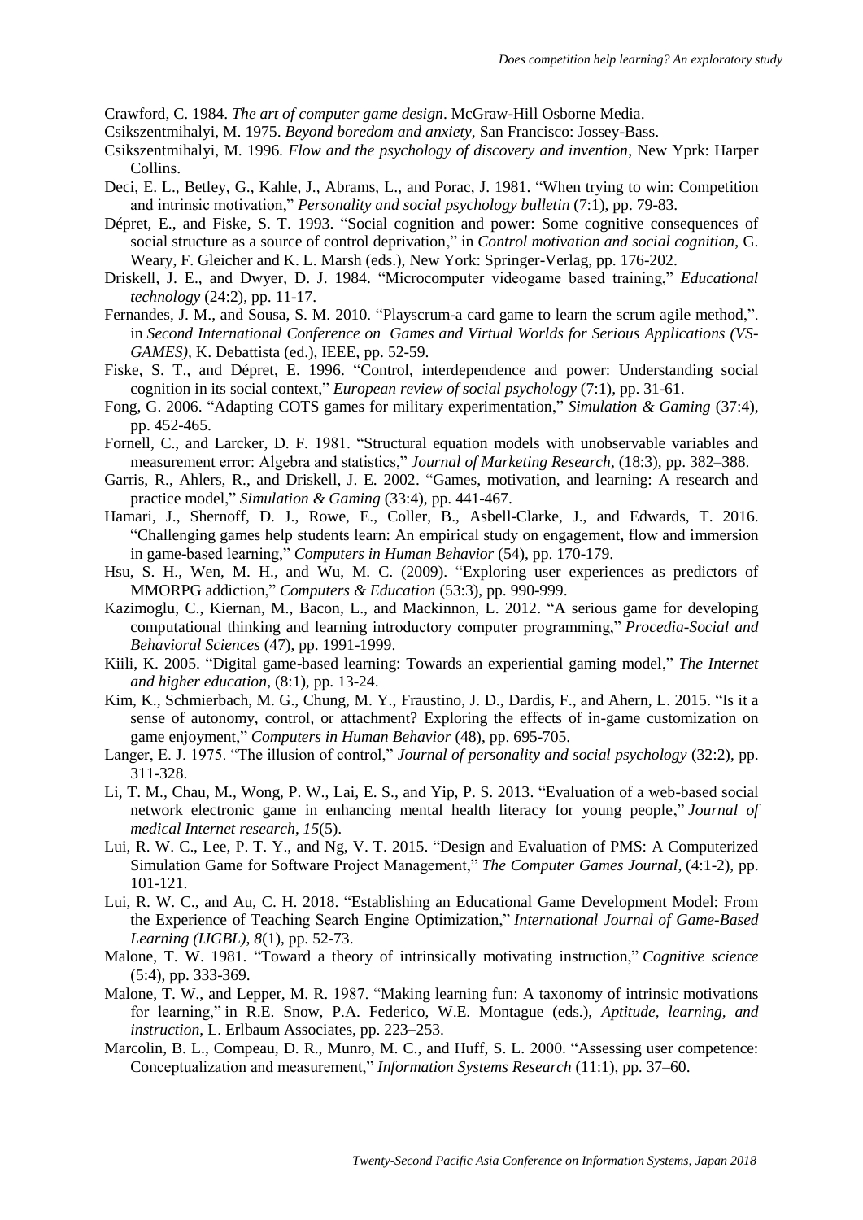Crawford, C. 1984. *The art of computer game design*. McGraw-Hill Osborne Media.

Csikszentmihalyi, M. 1975. *Beyond boredom and anxiety*, San Francisco: Jossey-Bass.

Csikszentmihalyi, M. 1996. *Flow and the psychology of discovery and invention*, New Yprk: Harper Collins.

Deci, E. L., Betley, G., Kahle, J., Abrams, L., and Porac, J. 1981. "When trying to win: Competition and intrinsic motivation," *Personality and social psychology bulletin* (7:1), pp. 79-83.

Dépret, E., and Fiske, S. T. 1993. "Social cognition and power: Some cognitive consequences of social structure as a source of control deprivation," in *Control motivation and social cognition*, G. Weary, F. Gleicher and K. L. Marsh (eds.), New York: Springer-Verlag, pp. 176-202.

Driskell, J. E., and Dwyer, D. J. 1984. "Microcomputer videogame based training," *Educational technology* (24:2), pp. 11-17.

Fernandes, J. M., and Sousa, S. M. 2010. "Playscrum-a card game to learn the scrum agile method,". in *Second International Conference on Games and Virtual Worlds for Serious Applications (VS-GAMES)*, K. Debattista (ed.), IEEE, pp. 52-59.

Fiske, S. T., and Dépret, E. 1996. "Control, interdependence and power: Understanding social cognition in its social context," *European review of social psychology* (7:1), pp. 31-61.

Fong, G. 2006. "Adapting COTS games for military experimentation," *Simulation & Gaming* (37:4), pp. 452-465.

Fornell, C., and Larcker, D. F. 1981. "Structural equation models with unobservable variables and measurement error: Algebra and statistics," *Journal of Marketing Research*, (18:3), pp. 382–388.

Garris, R., Ahlers, R., and Driskell, J. E. 2002. "Games, motivation, and learning: A research and practice model," *Simulation & Gaming* (33:4), pp. 441-467.

Hamari, J., Shernoff, D. J., Rowe, E., Coller, B., Asbell-Clarke, J., and Edwards, T. 2016. "Challenging games help students learn: An empirical study on engagement, flow and immersion in game-based learning," *Computers in Human Behavior* (54), pp. 170-179.

Hsu, S. H., Wen, M. H., and Wu, M. C. (2009). "Exploring user experiences as predictors of MMORPG addiction," *Computers & Education* (53:3), pp. 990-999.

Kazimoglu, C., Kiernan, M., Bacon, L., and Mackinnon, L. 2012. "A serious game for developing computational thinking and learning introductory computer programming," *Procedia-Social and Behavioral Sciences* (47), pp. 1991-1999.

Kiili, K. 2005. "Digital game-based learning: Towards an experiential gaming model," *The Internet and higher education*, (8:1), pp. 13-24.

Kim, K., Schmierbach, M. G., Chung, M. Y., Fraustino, J. D., Dardis, F., and Ahern, L. 2015. "Is it a sense of autonomy, control, or attachment? Exploring the effects of in-game customization on game enjoyment," *Computers in Human Behavior* (48), pp. 695-705.

Langer, E. J. 1975. "The illusion of control," *Journal of personality and social psychology* (32:2), pp. 311-328.

Li, T. M., Chau, M., Wong, P. W., Lai, E. S., and Yip, P. S. 2013. "Evaluation of a web-based social network electronic game in enhancing mental health literacy for young people," *Journal of medical Internet research*, *15*(5).

Lui, R. W. C., Lee, P. T. Y., and Ng, V. T. 2015. "Design and Evaluation of PMS: A Computerized Simulation Game for Software Project Management," *The Computer Games Journal*, (4:1-2), pp. 101-121.

Lui, R. W. C., and Au, C. H. 2018. "Establishing an Educational Game Development Model: From the Experience of Teaching Search Engine Optimization," *International Journal of Game-Based Learning (IJGBL)*, *8*(1), pp. 52-73.

Malone, T. W. 1981. "Toward a theory of intrinsically motivating instruction," *Cognitive science* (5:4), pp. 333-369.

Malone, T. W., and Lepper, M. R. 1987. "Making learning fun: A taxonomy of intrinsic motivations for learning," in R.E. Snow, P.A. Federico, W.E. Montague (eds.), *Aptitude, learning, and instruction*, L. Erlbaum Associates, pp. 223–253.

Marcolin, B. L., Compeau, D. R., Munro, M. C., and Huff, S. L. 2000. "Assessing user competence: Conceptualization and measurement," *Information Systems Research* (11:1), pp. 37–60.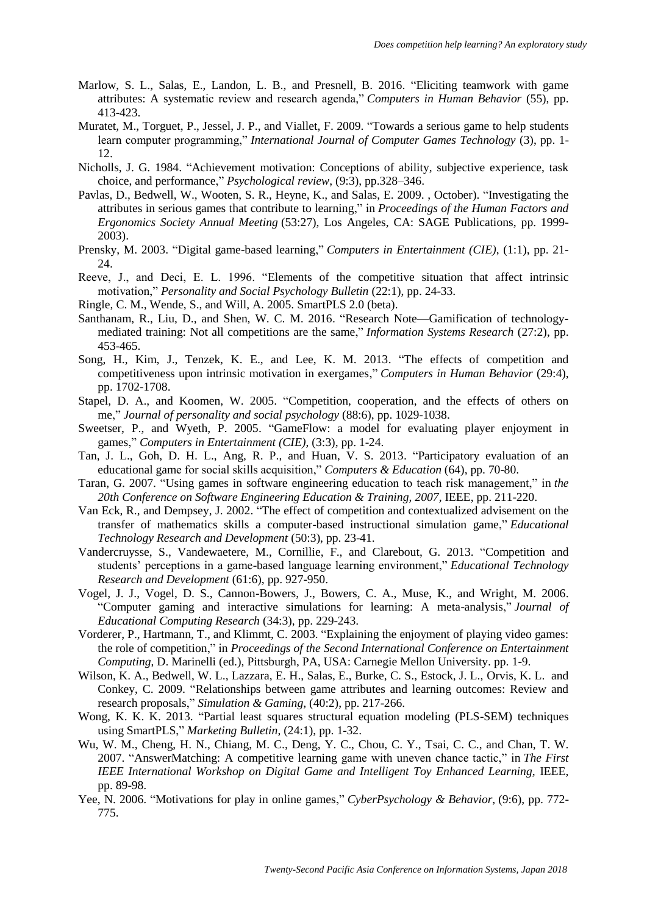Marlow, S. L., Salas, E., Landon, L. B., and Presnell, B. 2016. "Eliciting teamwork with game attributes: A systematic review and research agenda," *Computers in Human Behavior* (55), pp. 413-423.

Muratet, M., Torguet, P., Jessel, J. P., and Viallet, F. 2009. "Towards a serious game to help students learn computer programming," *International Journal of Computer Games Technology* (3), pp. 1-12.

Nicholls, J. G. 1984. "Achievement motivation: Conceptions of ability, subjective experience, task choice, and performance," *Psychological review*, (9:3), pp.328–346.

Pavlas, D., Bedwell, W., Wooten, S. R., Heyne, K., and Salas, E. 2009. , October). "Investigating the attributes in serious games that contribute to learning," in *Proceedings of the Human Factors and Ergonomics Society Annual Meeting* (53:27), Los Angeles, CA: SAGE Publications, pp. 1999-2003).

Prensky, M. 2003. "Digital game-based learning," *Computers in Entertainment (CIE)*, (1:1), pp. 21-24.

Reeve, J., and Deci, E. L. 1996. "Elements of the competitive situation that affect intrinsic motivation," *Personality and Social Psychology Bulletin* (22:1), pp. 24-33.

Ringle, C. M., Wende, S., and Will, A. 2005. SmartPLS 2.0 (beta).

Santhanam, R., Liu, D., and Shen, W. C. M. 2016. "Research Note—Gamification of technology-mediated training: Not all competitions are the same," *Information Systems Research* (27:2), pp. 453-465.

Song, H., Kim, J., Tenzek, K. E., and Lee, K. M. 2013. "The effects of competition and competitiveness upon intrinsic motivation in exergames," *Computers in Human Behavior* (29:4), pp. 1702-1708.

Stapel, D. A., and Koomen, W. 2005. "Competition, cooperation, and the effects of others on me," *Journal of personality and social psychology* (88:6), pp. 1029-1038.

Sweetser, P., and Wyeth, P. 2005. "GameFlow: a model for evaluating player enjoyment in games," *Computers in Entertainment (CIE)*, (3:3), pp. 1-24.

Tan, J. L., Goh, D. H. L., Ang, R. P., and Huan, V. S. 2013. "Participatory evaluation of an educational game for social skills acquisition," *Computers & Education* (64), pp. 70-80.

Taran, G. 2007. "Using games in software engineering education to teach risk management," in *the 20th Conference on Software Engineering Education & Training, 2007*, IEEE, pp. 211-220.

Van Eck, R., and Dempsey, J. 2002. "The effect of competition and contextualized advisement on the transfer of mathematics skills a computer-based instructional simulation game," *Educational Technology Research and Development* (50:3), pp. 23-41.

Vandercruysse, S., Vandewaetere, M., Cornillie, F., and Clarebout, G. 2013. "Competition and students' perceptions in a game-based language learning environment," *Educational Technology Research and Development* (61:6), pp. 927-950.

Vogel, J. J., Vogel, D. S., Cannon-Bowers, J., Bowers, C. A., Muse, K., and Wright, M. 2006. "Computer gaming and interactive simulations for learning: A meta-analysis," *Journal of Educational Computing Research* (34:3), pp. 229-243.

Vorderer, P., Hartmann, T., and Klimmt, C. 2003. "Explaining the enjoyment of playing video games: the role of competition," in *Proceedings of the Second International Conference on Entertainment Computing*, D. Marinelli (ed.), Pittsburgh, PA, USA: Carnegie Mellon University. pp. 1-9.

Wilson, K. A., Bedwell, W. L., Lazzara, E. H., Salas, E., Burke, C. S., Estock, J. L., Orvis, K. L. and Conkey, C. 2009. "Relationships between game attributes and learning outcomes: Review and research proposals," *Simulation & Gaming*, (40:2), pp. 217-266.

Wong, K. K. K. 2013. "Partial least squares structural equation modeling (PLS-SEM) techniques using SmartPLS," *Marketing Bulletin*, (24:1), pp. 1-32.

Wu, W. M., Cheng, H. N., Chiang, M. C., Deng, Y. C., Chou, C. Y., Tsai, C. C., and Chan, T. W. 2007. "AnswerMatching: A competitive learning game with uneven chance tactic," in *The First IEEE International Workshop on Digital Game and Intelligent Toy Enhanced Learning*, IEEE, pp. 89-98.

Yee, N. 2006. "Motivations for play in online games," *CyberPsychology & Behavior*, (9:6), pp. 772-775.